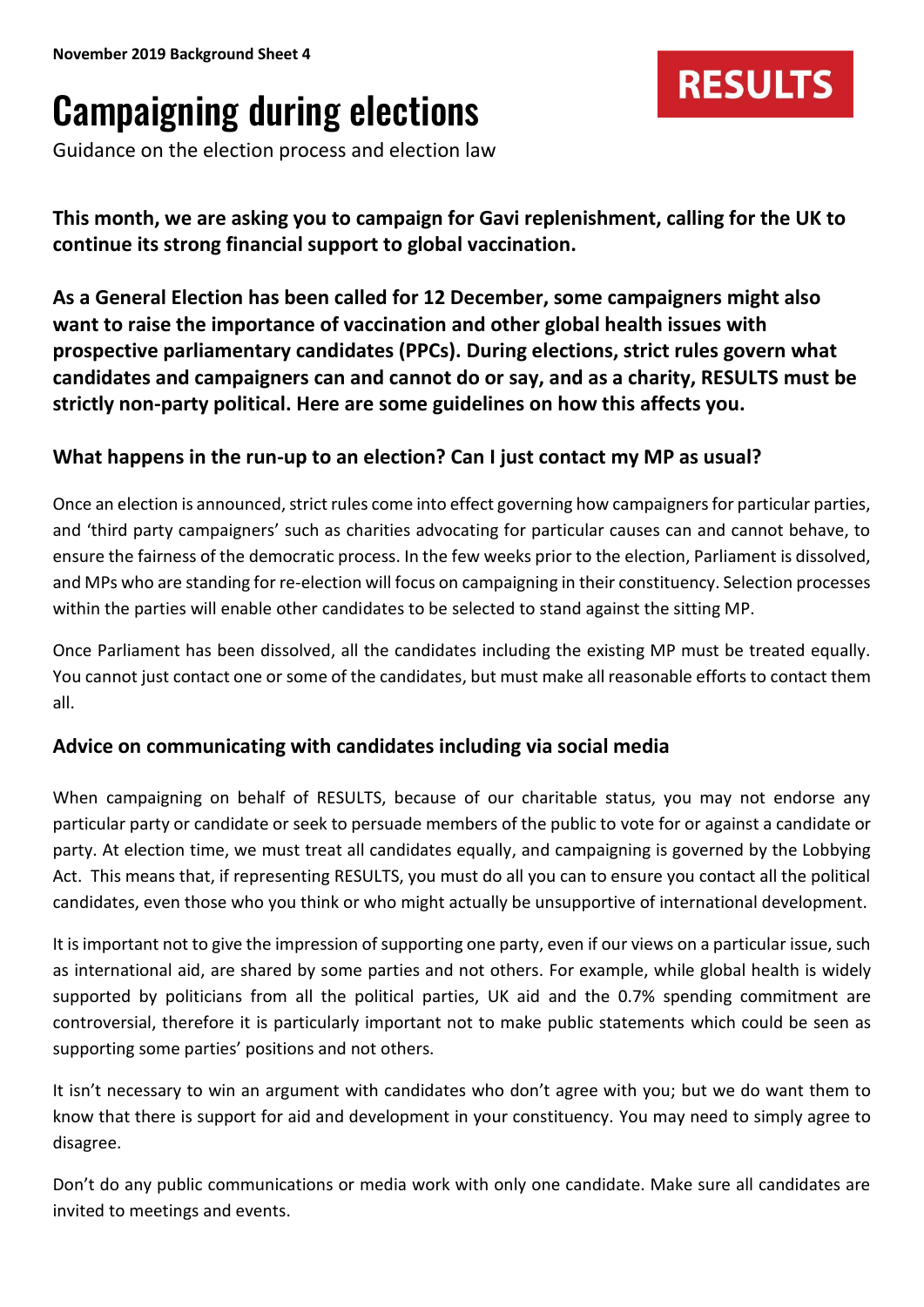**November 2019 Background Sheet 4**

RESULTS

# Campaigning during elections

Guidance on the election process and election law

**This month, we are asking you to campaign for Gavi replenishment, calling for the UK to continue its strong financial support to global vaccination.**

**As a General Election has been called for 12 December, some campaigners might also want to raise the importance of vaccination and other global health issues with prospective parliamentary candidates (PPCs). During elections, strict rules govern what candidates and campaigners can and cannot do or say, and as a charity, RESULTS must be strictly non-party political. Here are some guidelines on how this affects you.**

## What happens in the run-up to an election? Can I just contact my MP as usual?

Once an election is announced, strict rules come into effect governing how campaigners for particular parties, and 'third party campaigners' such as charities advocating for particular causes can and cannot behave, to ensure the fairness of the democratic process. In the few weeks prior to the election, Parliament is dissolved, and MPs who are standing for re-election will focus on campaigning in their constituency. Selection processes within the parties will enable other candidates to be selected to stand against the sitting MP.

Once Parliament has been dissolved, all the candidates including the existing MP must be treated equally. You cannot just contact one or some of the candidates, but must make all reasonable efforts to contact them all.

## Advice on communicating with candidates including via social media

When campaigning on behalf of RESULTS, because of our charitable status, you may not endorse any particular party or candidate or seek to persuade members of the public to vote for or against a candidate or party. At election time, we must treat all candidates equally, and campaigning is governed by the Lobbying Act. This means that, if representing RESULTS, you must do all you can to ensure you contact all the political candidates, even those who you think or who might actually be unsupportive of international development.

It is important not to give the impression of supporting one party, even if our views on a particular issue, such as international aid, are shared by some parties and not others. For example, while global health is widely supported by politicians from all the political parties, UK aid and the 0.7% spending commitment are controversial, therefore it is particularly important not to make public statements which could be seen as supporting some parties' positions and not others.

It isn't necessary to win an argument with candidates who don't agree with you; but we do want them to know that there is support for aid and development in your constituency. You may need to simply agree to disagree.

Don't do any public communications or media work with only one candidate. Make sure all candidates are invited to meetings and events.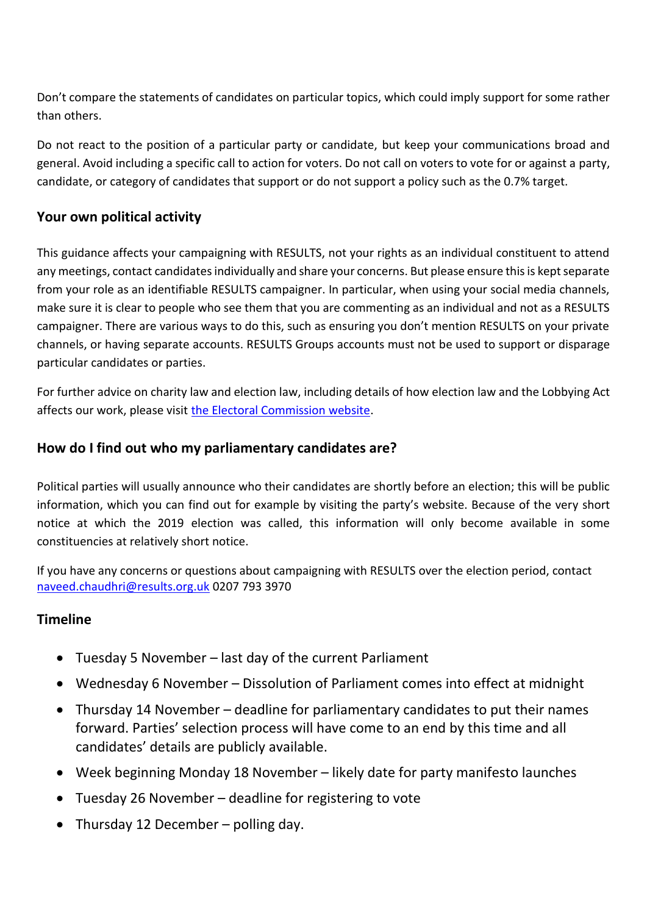Don't compare the statements of candidates on particular topics, which could imply support for some rather than others.

Do not react to the position of a particular party or candidate, but keep your communications broad and general. Avoid including a specific call to action for voters. Do not call on voters to vote for or against a party, candidate, or category of candidates that support or do not support a policy such as the 0.7% target.

### Your own political activity

This guidance affects your campaigning with RESULTS, not your rights as an individual constituent to attend any meetings, contact candidates individually and share your concerns. But please ensure this is kept separate from your role as an identifiable RESULTS campaigner. In particular, when using your social media channels, make sure it is clear to people who see them that you are commenting as an individual and not as a RESULTS campaigner. There are various ways to do this, such as ensuring you don't mention RESULTS on your private channels, or having separate accounts. RESULTS Groups accounts must not be used to support or disparage particular candidates or parties.

For further advice on charity law and election law, including details of how election law and the Lobbying Act affects our work, please visit [the Electoral Commission website](#).

### How do I find out who my parliamentary candidates are?

Political parties will usually announce who their candidates are shortly before an election; this will be public information, which you can find out for example by visiting the party's website. Because of the very short notice at which the 2019 election was called, this information will only become available in some constituencies at relatively short notice.

If you have any concerns or questions about campaigning with RESULTS over the election period, contact naveed.chaudhri@results.org.uk 0207 793 3970

### Timeline

- Tuesday 5 November – last day of the current Parliament
- Wednesday 6 November – Dissolution of Parliament comes into effect at midnight
- Thursday 14 November – deadline for parliamentary candidates to put their names forward. Parties' selection process will have come to an end by this time and all candidates' details are publicly available.
- Week beginning Monday 18 November – likely date for party manifesto launches
- Tuesday 26 November – deadline for registering to vote
- Thursday 12 December – polling day.